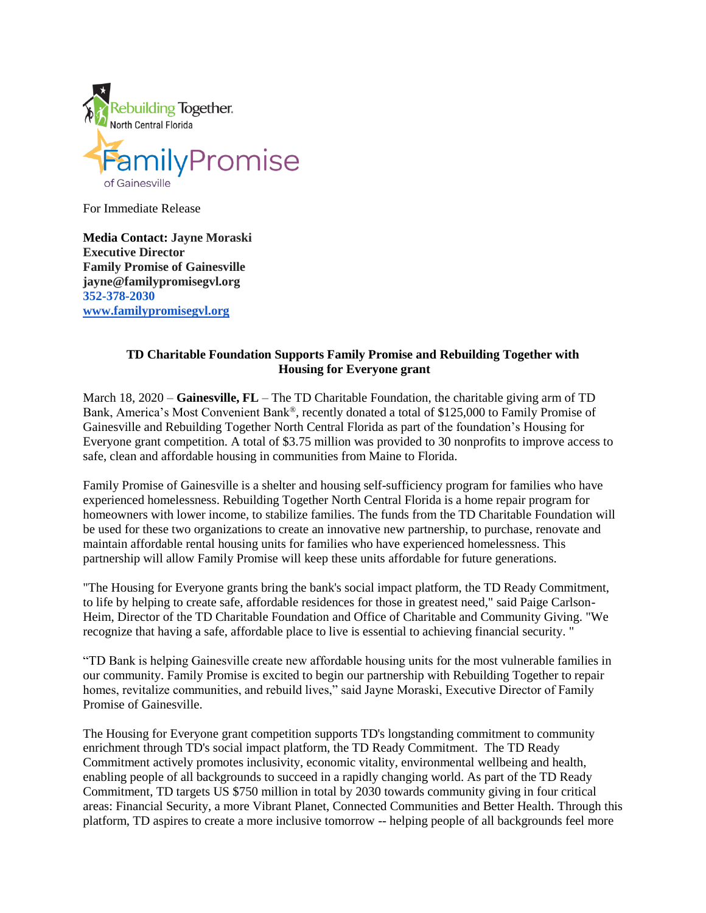Rebuilding Together North Central Florida

Family Promise of Gainesville

For Immediate Release

**Media Contact: Jayne Moraski**
**Executive Director**
**Family Promise of Gainesville**
**jayne@familypromisegvl.org**
**352-378-2030**
**[www.familypromisegvl.org](http://www.familypromisegvl.org)**

## TD Charitable Foundation Supports Family Promise and Rebuilding Together with Housing for Everyone grant

March 18, 2020 – **Gainesville, FL** – The TD Charitable Foundation, the charitable giving arm of TD Bank, America's Most Convenient Bank®, recently donated a total of $125,000 to Family Promise of Gainesville and Rebuilding Together North Central Florida as part of the foundation's Housing for Everyone grant competition. A total of $3.75 million was provided to 30 nonprofits to improve access to safe, clean and affordable housing in communities from Maine to Florida.

Family Promise of Gainesville is a shelter and housing self-sufficiency program for families who have experienced homelessness. Rebuilding Together North Central Florida is a home repair program for homeowners with lower income, to stabilize families. The funds from the TD Charitable Foundation will be used for these two organizations to create an innovative new partnership, to purchase, renovate and maintain affordable rental housing units for families who have experienced homelessness. This partnership will allow Family Promise will keep these units affordable for future generations.

"The Housing for Everyone grants bring the bank's social impact platform, the TD Ready Commitment, to life by helping to create safe, affordable residences for those in greatest need," said Paige Carlson-Heim, Director of the TD Charitable Foundation and Office of Charitable and Community Giving. "We recognize that having a safe, affordable place to live is essential to achieving financial security. "

"TD Bank is helping Gainesville create new affordable housing units for the most vulnerable families in our community. Family Promise is excited to begin our partnership with Rebuilding Together to repair homes, revitalize communities, and rebuild lives," said Jayne Moraski, Executive Director of Family Promise of Gainesville.

The Housing for Everyone grant competition supports TD's longstanding commitment to community enrichment through TD's social impact platform, the TD Ready Commitment. The TD Ready Commitment actively promotes inclusivity, economic vitality, environmental wellbeing and health, enabling people of all backgrounds to succeed in a rapidly changing world. As part of the TD Ready Commitment, TD targets US $750 million in total by 2030 towards community giving in four critical areas: Financial Security, a more Vibrant Planet, Connected Communities and Better Health. Through this platform, TD aspires to create a more inclusive tomorrow -- helping people of all backgrounds feel more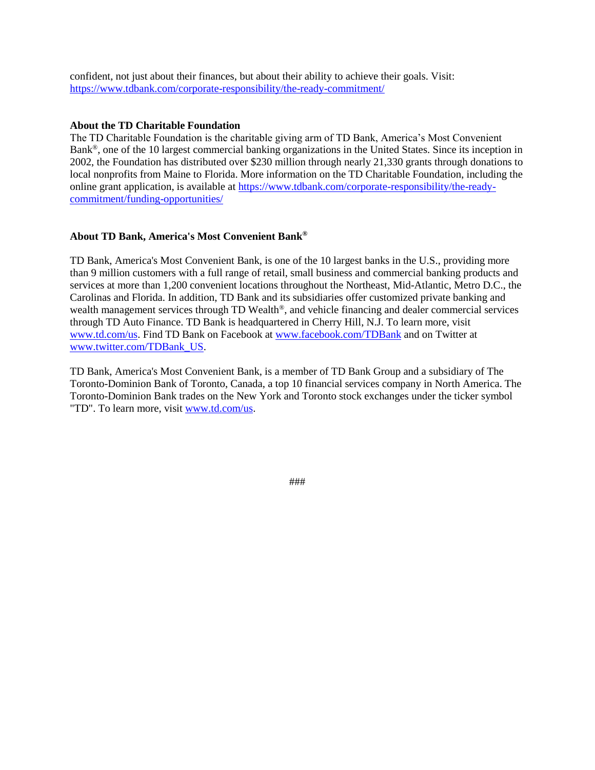confident, not just about their finances, but about their ability to achieve their goals. Visit: https://www.tdbank.com/corporate-responsibility/the-ready-commitment/

**About the TD Charitable Foundation**
The TD Charitable Foundation is the charitable giving arm of TD Bank, America's Most Convenient Bank®, one of the 10 largest commercial banking organizations in the United States. Since its inception in 2002, the Foundation has distributed over $230 million through nearly 21,330 grants through donations to local nonprofits from Maine to Florida. More information on the TD Charitable Foundation, including the online grant application, is available at https://www.tdbank.com/corporate-responsibility/the-ready-commitment/funding-opportunities/

**About TD Bank, America's Most Convenient Bank®**

TD Bank, America's Most Convenient Bank, is one of the 10 largest banks in the U.S., providing more than 9 million customers with a full range of retail, small business and commercial banking products and services at more than 1,200 convenient locations throughout the Northeast, Mid-Atlantic, Metro D.C., the Carolinas and Florida. In addition, TD Bank and its subsidiaries offer customized private banking and wealth management services through TD Wealth®, and vehicle financing and dealer commercial services through TD Auto Finance. TD Bank is headquartered in Cherry Hill, N.J. To learn more, visit www.td.com/us. Find TD Bank on Facebook at www.facebook.com/TDBank and on Twitter at www.twitter.com/TDBank_US.

TD Bank, America's Most Convenient Bank, is a member of TD Bank Group and a subsidiary of The Toronto-Dominion Bank of Toronto, Canada, a top 10 financial services company in North America. The Toronto-Dominion Bank trades on the New York and Toronto stock exchanges under the ticker symbol "TD". To learn more, visit www.td.com/us.

###